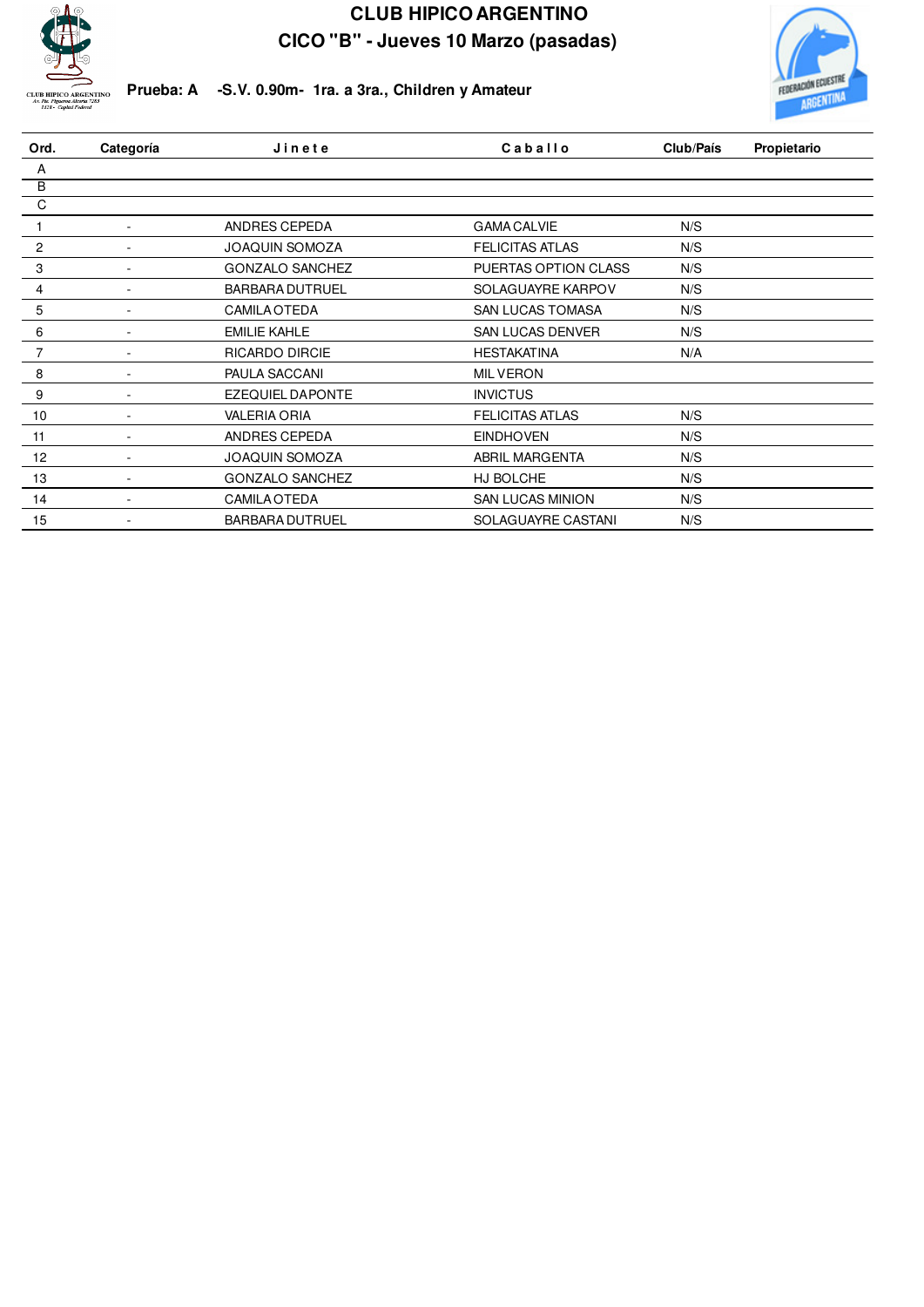# CLUB HIPICO ARGENTINO

## CICO "B" - Jueves 10 Marzo (pasadas)

**Prueba: A -S.V. 0.90m- 1ra. a 3ra., Children y Amateur**

| Ord. | Categoría | Jinete | Caballo | Club/País | Propietario |
|---|---|---|---|---|---|
| A | | | | | |
| B | | | | | |
| C | | | | | |
| 1 | - | ANDRES CEPEDA | GAMA CALVIE | N/S | |
| 2 | - | JOAQUIN SOMOZA | FELICITAS ATLAS | N/S | |
| 3 | - | GONZALO SANCHEZ | PUERTAS OPTION CLASS | N/S | |
| 4 | - | BARBARA DUTRUEL | SOLAGUAYRE KARPOV | N/S | |
| 5 | - | CAMILA OTEDA | SAN LUCAS TOMASA | N/S | |
| 6 | - | EMILIE KAHLE | SAN LUCAS DENVER | N/S | |
| 7 | - | RICARDO DIRCIE | HESTAKATINA | N/A | |
| 8 | - | PAULA SACCANI | MIL VERON | | |
| 9 | - | EZEQUIEL DAPONTE | INVICTUS | | |
| 10 | - | VALERIA ORIA | FELICITAS ATLAS | N/S | |
| 11 | - | ANDRES CEPEDA | EINDHOVEN | N/S | |
| 12 | - | JOAQUIN SOMOZA | ABRIL MARGENTA | N/S | |
| 13 | - | GONZALO SANCHEZ | HJ BOLCHE | N/S | |
| 14 | - | CAMILA OTEDA | SAN LUCAS MINION | N/S | |
| 15 | - | BARBARA DUTRUEL | SOLAGUAYRE CASTANI | N/S | |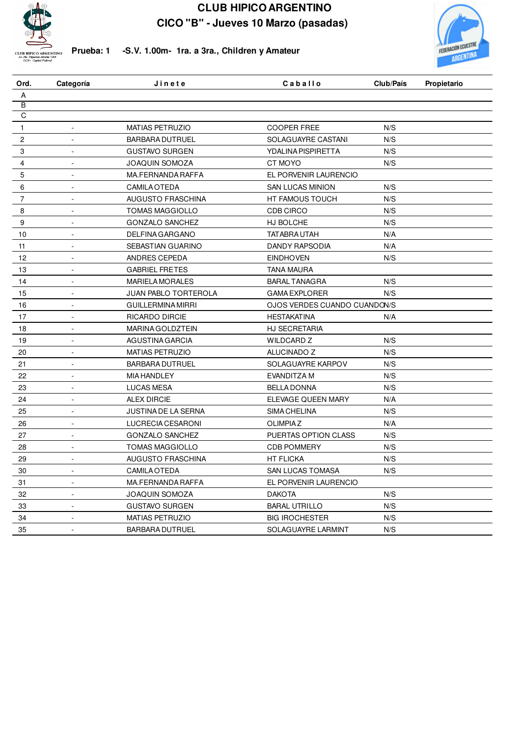# CLUB HIPICO ARGENTINO

## CICO "B" - Jueves 10 Marzo (pasadas)

**Prueba: 1 -S.V. 1.00m- 1ra. a 3ra., Children y Amateur**

| Ord. | Categoría | Jinete | Caballo | Club/País | Propietario |
|---|---|---|---|---|---|
| A | | | | | |
| B | | | | | |
| C | | | | | |
| 1 | - | MATIAS PETRUZIO | COOPER FREE | N/S | |
| 2 | - | BARBARA DUTRUEL | SOLAGUAYRE CASTANI | N/S | |
| 3 | - | GUSTAVO SURGEN | YDALINA PISPIRETTA | N/S | |
| 4 | - | JOAQUIN SOMOZA | CT MOYO | N/S | |
| 5 | - | MA.FERNANDA RAFFA | EL PORVENIR LAURENCIO | | |
| 6 | - | CAMILA OTEDA | SAN LUCAS MINION | N/S | |
| 7 | - | AUGUSTO FRASCHINA | HT FAMOUS TOUCH | N/S | |
| 8 | - | TOMAS MAGGIOLLO | CDB CIRCO | N/S | |
| 9 | - | GONZALO SANCHEZ | HJ BOLCHE | N/S | |
| 10 | - | DELFINA GARGANO | TATABRA UTAH | N/A | |
| 11 | - | SEBASTIAN GUARINO | DANDY RAPSODIA | N/A | |
| 12 | - | ANDRES CEPEDA | EINDHOVEN | N/S | |
| 13 | - | GABRIEL FRETES | TANA MAURA | | |
| 14 | - | MARIELA MORALES | BARAL TANAGRA | N/S | |
| 15 | - | JUAN PABLO TORTEROLA | GAMA EXPLORER | N/S | |
| 16 | - | GUILLERMINA MIRRI | OJOS VERDES CUANDO CUANDO | N/S | |
| 17 | - | RICARDO DIRCIE | HESTAKATINA | N/A | |
| 18 | - | MARINA GOLDZTEIN | HJ SECRETARIA | | |
| 19 | - | AGUSTINA GARCIA | WILDCARD Z | N/S | |
| 20 | - | MATIAS PETRUZIO | ALUCINADO Z | N/S | |
| 21 | - | BARBARA DUTRUEL | SOLAGUAYRE KARPOV | N/S | |
| 22 | - | MIA HANDLEY | EVANDITZA M | N/S | |
| 23 | - | LUCAS MESA | BELLA DONNA | N/S | |
| 24 | - | ALEX DIRCIE | ELEVAGE QUEEN MARY | N/A | |
| 25 | - | JUSTINA DE LA SERNA | SIMA CHELINA | N/S | |
| 26 | - | LUCRECIA CESARONI | OLIMPIA Z | N/A | |
| 27 | - | GONZALO SANCHEZ | PUERTAS OPTION CLASS | N/S | |
| 28 | - | TOMAS MAGGIOLLO | CDB POMMERY | N/S | |
| 29 | - | AUGUSTO FRASCHINA | HT FLICKA | N/S | |
| 30 | - | CAMILA OTEDA | SAN LUCAS TOMASA | N/S | |
| 31 | - | MA.FERNANDA RAFFA | EL PORVENIR LAURENCIO | | |
| 32 | - | JOAQUIN SOMOZA | DAKOTA | N/S | |
| 33 | - | GUSTAVO SURGEN | BARAL UTRILLO | N/S | |
| 34 | - | MATIAS PETRUZIO | BIG IROCHESTER | N/S | |
| 35 | - | BARBARA DUTRUEL | SOLAGUAYRE LARMINT | N/S | |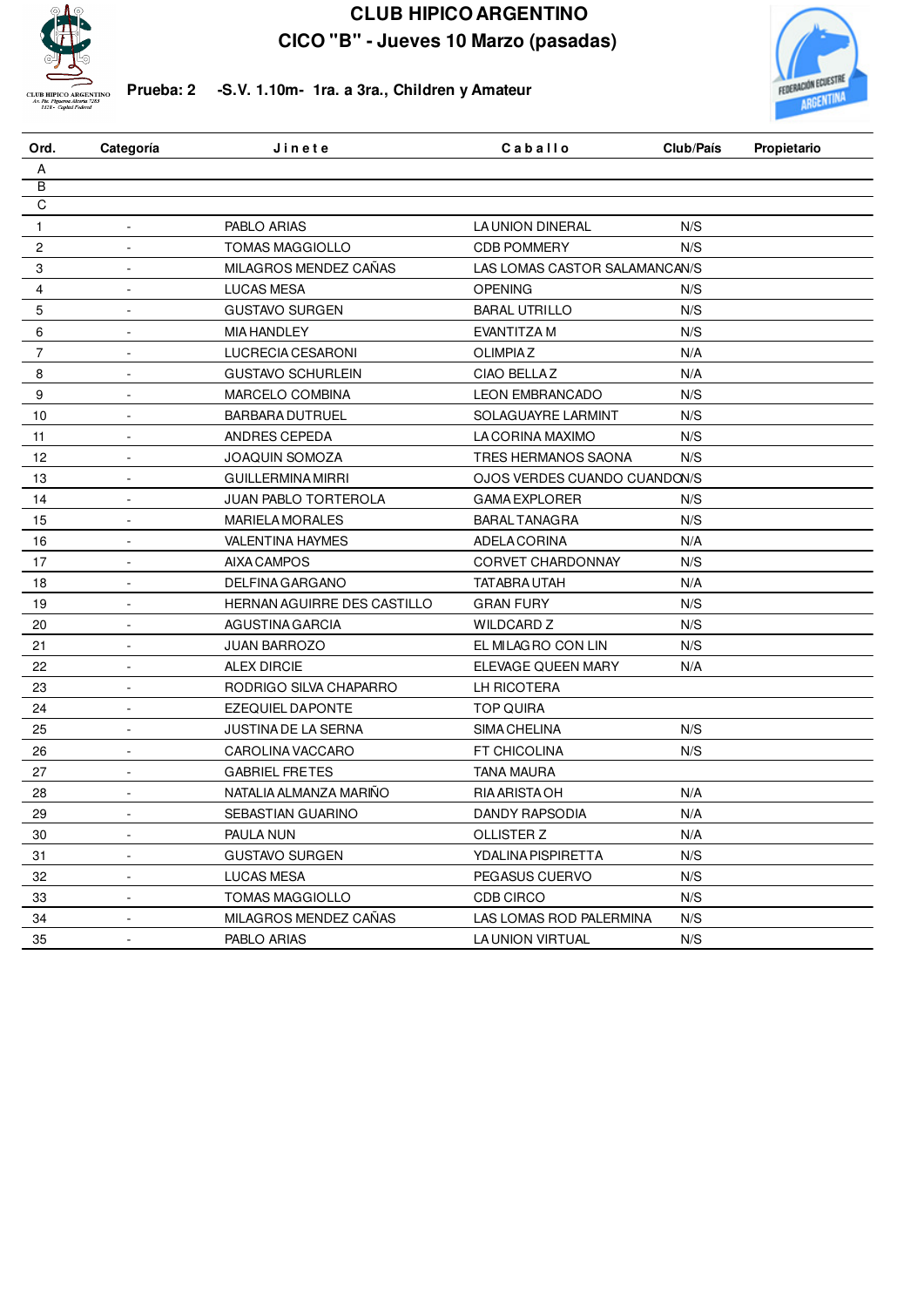# CLUB HIPICO ARGENTINO

## CICO "B" - Jueves 10 Marzo (pasadas)

**Prueba: 2** -S.V. 1.10m- 1ra. a 3ra., Children y Amateur

| Ord. | Categoría | Jinete | Caballo | Club/País | Propietario |
|---|---|---|---|---|---|
| A | | | | | |
| B | | | | | |
| C | | | | | |
| 1 | - | PABLO ARIAS | LA UNION DINERAL | N/S | |
| 2 | - | TOMAS MAGGIOLLO | CDB POMMERY | N/S | |
| 3 | - | MILAGROS MENDEZ CAÑAS | LAS LOMAS CASTOR SALAMANCA | N/S | |
| 4 | - | LUCAS MESA | OPENING | N/S | |
| 5 | - | GUSTAVO SURGEN | BARAL UTRILLO | N/S | |
| 6 | - | MIA HANDLEY | EVANTITZA M | N/S | |
| 7 | - | LUCRECIA CESARONI | OLIMPIA Z | N/A | |
| 8 | - | GUSTAVO SCHURLEIN | CIAO BELLA Z | N/A | |
| 9 | - | MARCELO COMBINA | LEON EMBRANCADO | N/S | |
| 10 | - | BARBARA DUTRUEL | SOLAGUAYRE LARMINT | N/S | |
| 11 | - | ANDRES CEPEDA | LA CORINA MAXIMO | N/S | |
| 12 | - | JOAQUIN SOMOZA | TRES HERMANOS SAONA | N/S | |
| 13 | - | GUILLERMINA MIRRI | OJOS VERDES CUANDO CUANDO | N/S | |
| 14 | - | JUAN PABLO TORTEROLA | GAMA EXPLORER | N/S | |
| 15 | - | MARIELA MORALES | BARAL TANAGRA | N/S | |
| 16 | - | VALENTINA HAYMES | ADELA CORINA | N/A | |
| 17 | - | AIXA CAMPOS | CORVET CHARDONNAY | N/S | |
| 18 | - | DELFINA GARGANO | TATABRA UTAH | N/A | |
| 19 | - | HERNAN AGUIRRE DES CASTILLO | GRAN FURY | N/S | |
| 20 | - | AGUSTINA GARCIA | WILDCARD Z | N/S | |
| 21 | - | JUAN BARROZO | EL MILAGRO CON LIN | N/S | |
| 22 | - | ALEX DIRCIE | ELEVAGE QUEEN MARY | N/A | |
| 23 | - | RODRIGO SILVA CHAPARRO | LH RICOTERA | | |
| 24 | - | EZEQUIEL DAPONTE | TOP QUIRA | | |
| 25 | - | JUSTINA DE LA SERNA | SIMA CHELINA | N/S | |
| 26 | - | CAROLINA VACCARO | FT CHICOLINA | N/S | |
| 27 | - | GABRIEL FRETES | TANA MAURA | | |
| 28 | - | NATALIA ALMANZA MARIÑO | RIA ARISTA OH | N/A | |
| 29 | - | SEBASTIAN GUARINO | DANDY RAPSODIA | N/A | |
| 30 | - | PAULA NUN | OLLISTER Z | N/A | |
| 31 | - | GUSTAVO SURGEN | YDALINA PISPIRETTA | N/S | |
| 32 | - | LUCAS MESA | PEGASUS CUERVO | N/S | |
| 33 | - | TOMAS MAGGIOLLO | CDB CIRCO | N/S | |
| 34 | - | MILAGROS MENDEZ CAÑAS | LAS LOMAS ROD PALERMINA | N/S | |
| 35 | - | PABLO ARIAS | LA UNION VIRTUAL | N/S | |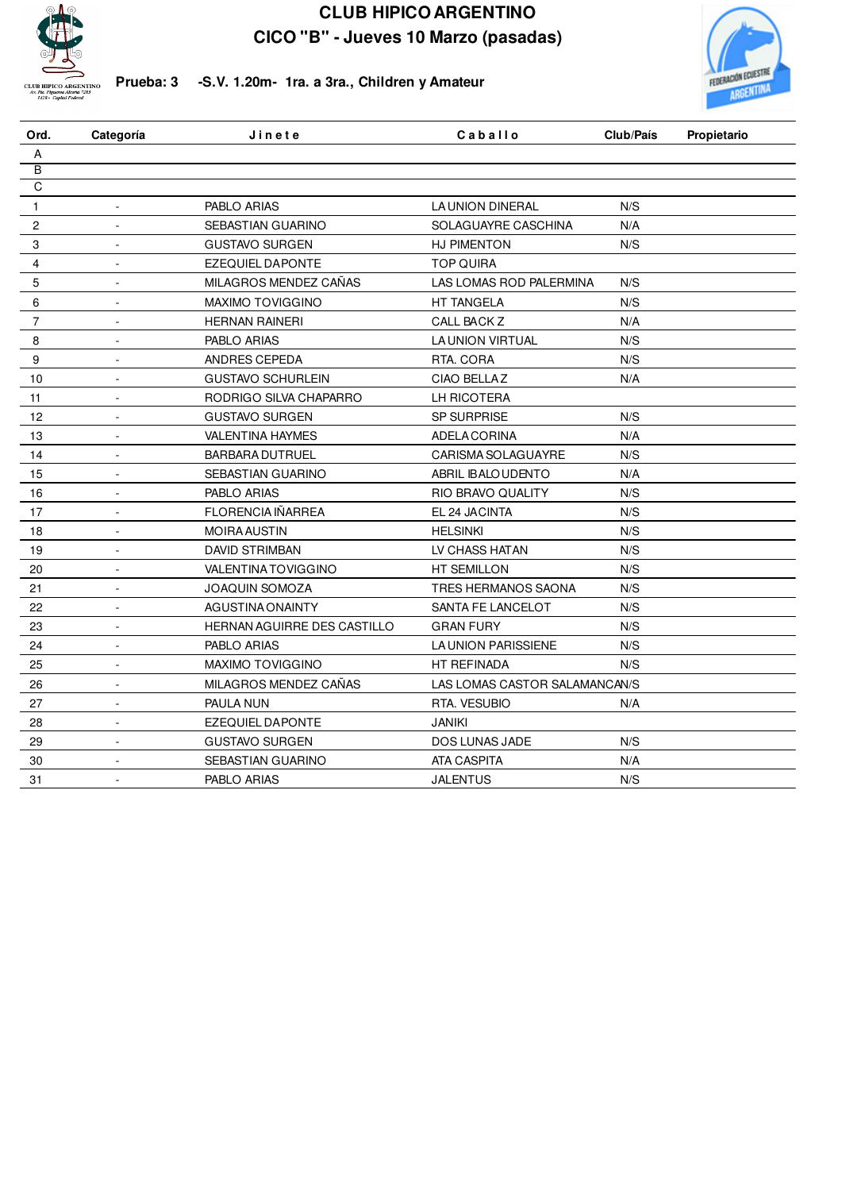# CLUB HIPICO ARGENTINO

## CICO "B" - Jueves 10 Marzo (pasadas)

**Prueba: 3 -S.V. 1.20m- 1ra. a 3ra., Children y Amateur**

| Ord. | Categoría | Jinete | Caballo | Club/País | Propietario |
|---|---|---|---|---|---|
| A | | | | | |
| B | | | | | |
| C | | | | | |
| 1 | - | PABLO ARIAS | LA UNION DINERAL | N/S | |
| 2 | - | SEBASTIAN GUARINO | SOLAGUAYRE CASCHINA | N/A | |
| 3 | - | GUSTAVO SURGEN | HJ PIMENTON | N/S | |
| 4 | - | EZEQUIEL DAPONTE | TOP QUIRA | | |
| 5 | - | MILAGROS MENDEZ CAÑAS | LAS LOMAS ROD PALERMINA | N/S | |
| 6 | - | MAXIMO TOVIGGINO | HT TANGELA | N/S | |
| 7 | - | HERNAN RAINERI | CALL BACK Z | N/A | |
| 8 | - | PABLO ARIAS | LA UNION VIRTUAL | N/S | |
| 9 | - | ANDRES CEPEDA | RTA. CORA | N/S | |
| 10 | - | GUSTAVO SCHURLEIN | CIAO BELLA Z | N/A | |
| 11 | - | RODRIGO SILVA CHAPARRO | LH RICOTERA | | |
| 12 | - | GUSTAVO SURGEN | SP SURPRISE | N/S | |
| 13 | - | VALENTINA HAYMES | ADELA CORINA | N/A | |
| 14 | - | BARBARA DUTRUEL | CARISMA SOLAGUAYRE | N/S | |
| 15 | - | SEBASTIAN GUARINO | ABRIL IBALO UDENTO | N/A | |
| 16 | - | PABLO ARIAS | RIO BRAVO QUALITY | N/S | |
| 17 | - | FLORENCIA IÑARREA | EL 24 JACINTA | N/S | |
| 18 | - | MOIRA AUSTIN | HELSINKI | N/S | |
| 19 | - | DAVID STRIMBAN | LV CHASS HATAN | N/S | |
| 20 | - | VALENTINA TOVIGGINO | HT SEMILLON | N/S | |
| 21 | - | JOAQUIN SOMOZA | TRES HERMANOS SAONA | N/S | |
| 22 | - | AGUSTINA ONAINTY | SANTA FE LANCELOT | N/S | |
| 23 | - | HERNAN AGUIRRE DES CASTILLO | GRAN FURY | N/S | |
| 24 | - | PABLO ARIAS | LA UNION PARISSIENE | N/S | |
| 25 | - | MAXIMO TOVIGGINO | HT REFINADA | N/S | |
| 26 | - | MILAGROS MENDEZ CAÑAS | LAS LOMAS CASTOR SALAMANCA | N/S | |
| 27 | - | PAULA NUN | RTA. VESUBIO | N/A | |
| 28 | - | EZEQUIEL DAPONTE | JANIKI | | |
| 29 | - | GUSTAVO SURGEN | DOS LUNAS JADE | N/S | |
| 30 | - | SEBASTIAN GUARINO | ATA CASPITA | N/A | |
| 31 | - | PABLO ARIAS | JALENTUS | N/S | |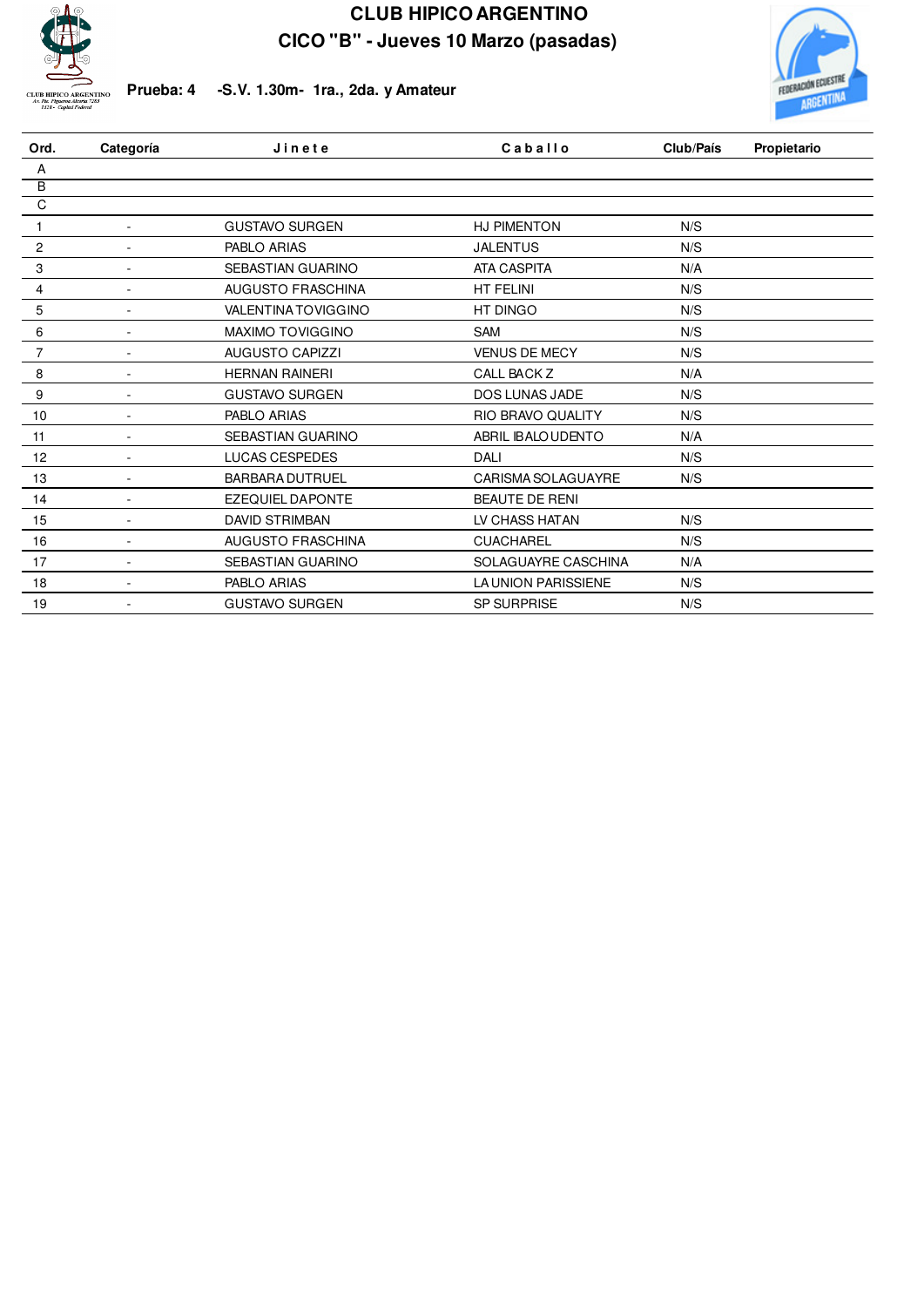# CLUB HIPICO ARGENTINO

## CICO "B" - Jueves 10 Marzo (pasadas)

CLUB HIPICO ARGENTINO
Av. Pte. Figueroa Alcorta 7285
1428 - Capital Federal

FEDERACIÓN ECUESTRE ARGENTINA

**Prueba: 4 -S.V. 1.30m- 1ra., 2da. y Amateur**

| Ord. | Categoría | Jinete | Caballo | Club/País | Propietario |
|---|---|---|---|---|---|
| A | | | | | |
| B | | | | | |
| C | | | | | |
| 1 | - | GUSTAVO SURGEN | HJ PIMENTON | N/S | |
| 2 | - | PABLO ARIAS | JALENTUS | N/S | |
| 3 | - | SEBASTIAN GUARINO | ATA CASPITA | N/A | |
| 4 | - | AUGUSTO FRASCHINA | HT FELINI | N/S | |
| 5 | - | VALENTINA TOVIGGINO | HT DINGO | N/S | |
| 6 | - | MAXIMO TOVIGGINO | SAM | N/S | |
| 7 | - | AUGUSTO CAPIZZI | VENUS DE MECY | N/S | |
| 8 | - | HERNAN RAINERI | CALL BACK Z | N/A | |
| 9 | - | GUSTAVO SURGEN | DOS LUNAS JADE | N/S | |
| 10 | - | PABLO ARIAS | RIO BRAVO QUALITY | N/S | |
| 11 | - | SEBASTIAN GUARINO | ABRIL IBALO UDENTO | N/A | |
| 12 | - | LUCAS CESPEDES | DALI | N/S | |
| 13 | - | BARBARA DUTRUEL | CARISMA SOLAGUAYRE | N/S | |
| 14 | - | EZEQUIEL DAPONTE | BEAUTE DE RENI | | |
| 15 | - | DAVID STRIMBAN | LV CHASS HATAN | N/S | |
| 16 | - | AUGUSTO FRASCHINA | CUACHAREL | N/S | |
| 17 | - | SEBASTIAN GUARINO | SOLAGUAYRE CASCHINA | N/A | |
| 18 | - | PABLO ARIAS | LA UNION PARISSIENE | N/S | |
| 19 | - | GUSTAVO SURGEN | SP SURPRISE | N/S | |